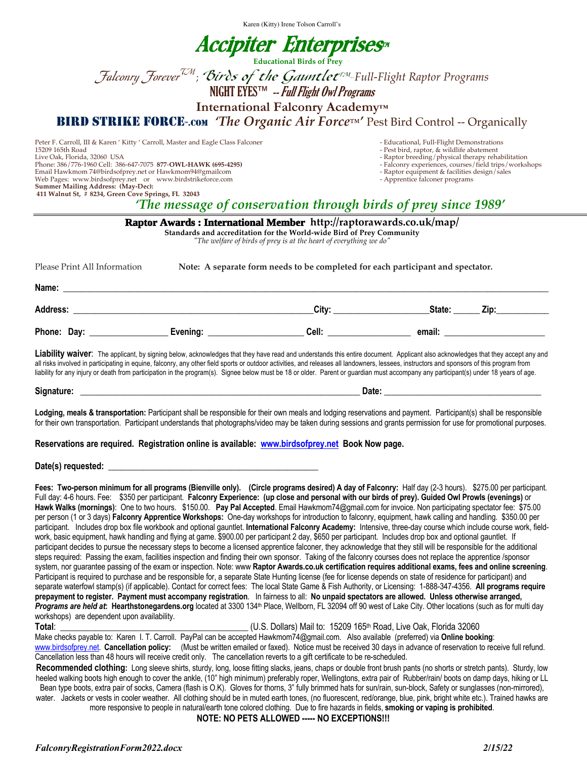Karen (Kitty) Irene Tolson Carroll's

# Accipiter Enterprises™

**Educational Birds of Prey**

*Falconry Forever™; Birds of the Gauntlet™–Full-Flight Raptor Programs*

**NIGHT EYES™ -- *Full Flight Owl Programs***

**International Falconry Academy™**

**BIRD STRIKE FORCE™.com** ***'The Organic Air Force™'*** Pest Bird Control -- Organically

Peter F. Carroll, III & Karen ' Kitty ' Carroll, Master and Eagle Class Falconer
15209 165th Road
Live Oak, Florida, 32060 USA
Phone: 386/776-1960 Cell: 386-647-7075 **877-OWL-HAWK (695-4295)**
Email Hawkmom 74@birdsofprey.net or Hawkmom94@gmailcom
Web Pages: www.birdsofprey.net or www.birdstrikeforce.com
**Summer Mailing Address: (May-Dec):**
**411 Walnut St, # 8234, Green Cove Springs, FL 32043**

- Educational, Full-Flight Demonstrations
- Pest bird, raptor, & wildlife abatement
- Raptor breeding/physical therapy rehabilitation
- Falconry experiences, courses/field trips/workshops
- Raptor equipment & facilities design/sales
- Apprentice falconer programs

***'The message of conservation through birds of prey since 1989'***

---

**Raptor Awards : International Member http://raptorawards.co.uk/map/**
**Standards and accreditation for the World-wide Bird of Prey Community**
*"The welfare of birds of prey is at the heart of everything we do"*

Please Print All Information **Note: A separate form needs to be completed for each participant and spectator.**

**Name:** ______________________________________________

**Address:** ______________________________ **City:** ____________ **State:** ______ **Zip:** __________

**Phone: Day:** ______________ **Evening:** ______________ **Cell:** ______________ **email:** ______________

**Liability waiver**: The applicant, by signing below, acknowledges that they have read and understands this entire document. Applicant also acknowledges that they accept any and all risks involved in participating in equine, falconry, any other field sports or outdoor activities, and releases all landowners, lessees, instructors and sponsors of this program from liability for any injury or death from participation in the program(s). Signee below must be 18 or older. Parent or guardian must accompany any participant(s) under 18 years of age.

**Signature:** ______________________________ **Date:** ______________________

**Lodging, meals & transportation:** Participant shall be responsible for their own meals and lodging reservations and payment. Participant(s) shall be responsible for their own transportation. Participant understands that photographs/video may be taken during sessions and grants permission for use for promotional purposes.

**Reservations are required. Registration online is available: www.birdsofprey.net Book Now page.**

**Date(s) requested:** ______________________________

**Fees: Two-person minimum for all programs (Bienville only). (Circle programs desired) A day of Falconry:** Half day (2-3 hours). $275.00 per participant. Full day: 4-6 hours. Fee: $350 per participant. **Falconry Experience: (up close and personal with our birds of prey). Guided Owl Prowls (evenings)** or **Hawk Walks (mornings)**: One to two hours. $150.00. **Pay Pal Accepted**. Email Hawkmom74@gmail.com for invoice. Non participating spectator fee: $75.00 per person (1 or 3 days) **Falconry Apprentice Workshops:** One-day workshops for introduction to falconry, equipment, hawk calling and handling. $350.00 per participant. Includes drop box file workbook and optional gauntlet. **International Falconry Academy:** Intensive, three-day course which include course work, field-work, basic equipment, hawk handling and flying at game. $900.00 per participant 2 day, $650 per participant. Includes drop box and optional gauntlet. If participant decides to pursue the necessary steps to become a licensed apprentice falconer, they acknowledge that they still will be responsible for the additional steps required: Passing the exam, facilities inspection and finding their own sponsor. Taking of the falconry courses does not replace the apprentice /sponsor system, nor guarantee passing of the exam or inspection. Note: www **Raptor Awards.co.uk certification requires additional exams, fees and online screening**. Participant is required to purchase and be responsible for, a separate State Hunting license (fee for license depends on state of residence for participant) and separate waterfowl stamp(s) (if applicable). Contact for correct fees: The local State Game & Fish Authority, or Licensing: 1-888-347-4356. **All programs require prepayment to register. Payment must accompany registration**. In fairness to all: **No unpaid spectators are allowed. Unless otherwise arranged,** ***Programs are held at*:** **Hearthstonegardens.org** located at 3300 134th Place, Wellborn, FL 32094 off 90 west of Lake City. Other locations (such as for multi day workshops) are dependent upon availability.

**Total**: ______________________ (U.S. Dollars) Mail to: 15209 165th Road, Live Oak, Florida 32060

Make checks payable to: Karen I. T. Carroll. PayPal can be accepted Hawkmom74@gmail.com. Also available (preferred) via **Online booking**: www.birdsofprey.net. **Cancellation policy:** (Must be written emailed or faxed). Notice must be received 30 days in advance of reservation to receive full refund. Cancellation less than 48 hours will receive credit only. The cancellation reverts to a gift certificate to be re-scheduled.

**Recommended clothing**: Long sleeve shirts, sturdy, long, loose fitting slacks, jeans, chaps or double front brush pants (no shorts or stretch pants). Sturdy, low heeled walking boots high enough to cover the ankle, (10" high minimum) preferably roper, Wellingtons, extra pair of Rubber/rain/ boots on damp days, hiking or LL Bean type boots, extra pair of socks, Camera (flash is O.K). Gloves for thorns, 3" fully brimmed hats for sun/rain, sun-block, Safety or sunglasses (non-mirrored), water. Jackets or vests in cooler weather. All clothing should be in muted earth tones, (no fluorescent, red/orange, blue, pink, bright white etc.). Trained hawks are more responsive to people in natural/earth tone colored clothing. Due to fire hazards in fields, **smoking or vaping is prohibited**.

**NOTE: NO PETS ALLOWED ----- NO EXCEPTIONS!!!**

*FalconryRegistrationForm2022.docx* *2/15/22*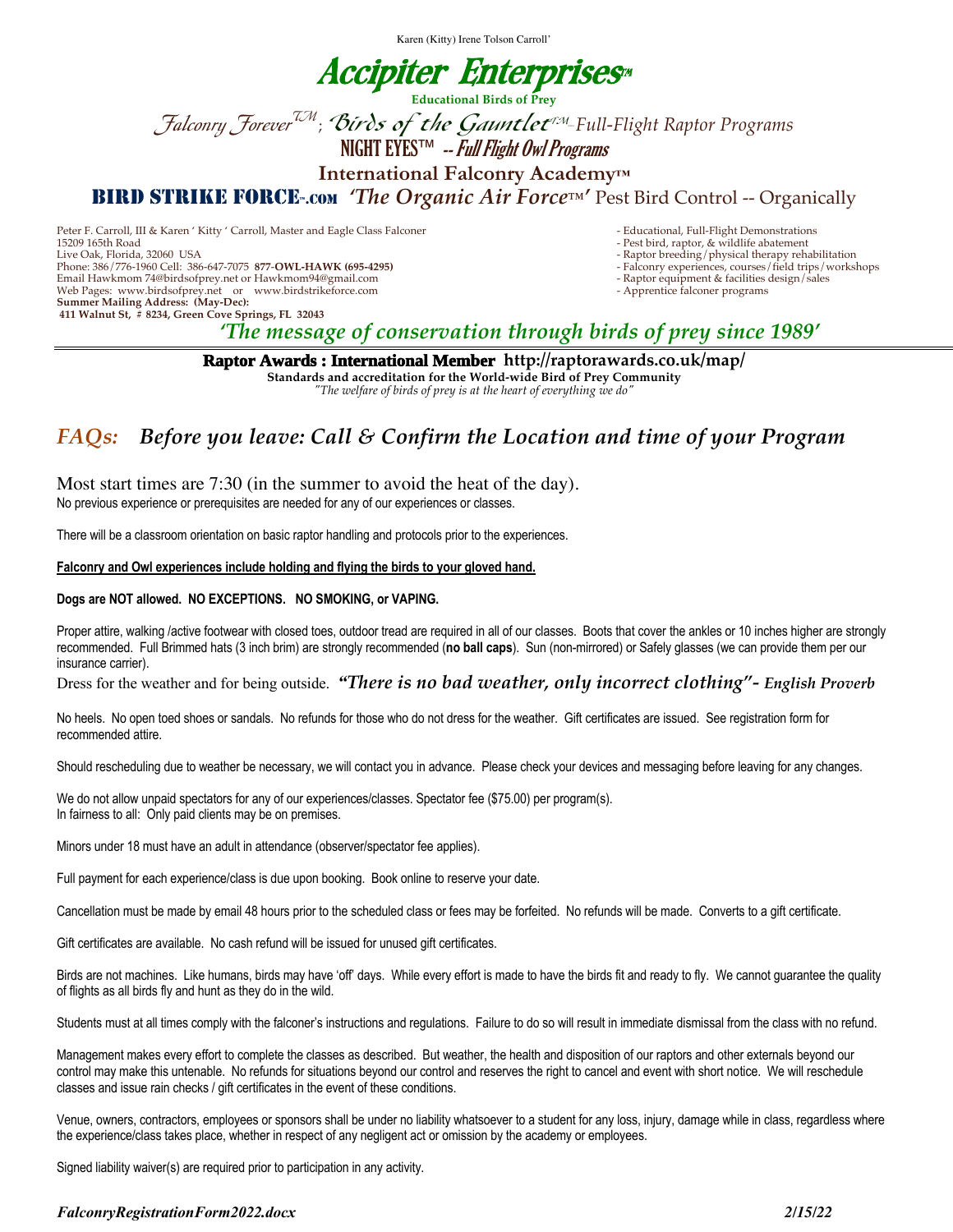Karen (Kitty) Irene Tolson Carroll'

# Accipiter Enterprises™

**Educational Birds of Prey**

*Falconry Forever™; Birds of the Gauntlet™–Full-Flight Raptor Programs*

**NIGHT EYES™ -- *Full Flight Owl Programs***

**International Falconry Academy™**

**BIRD STRIKE FORCE™.COM** ***'The Organic Air Force™'*** Pest Bird Control -- Organically

Peter F. Carroll, III & Karen ' Kitty ' Carroll, Master and Eagle Class Falconer
15209 165th Road
Live Oak, Florida, 32060 USA
Phone: 386/776-1960 Cell: 386-647-7075 **877-OWL-HAWK (695-4295)**
Email Hawkmom 74@birdsofprey.net or Hawkmom94@gmail.com
Web Pages: www.birdsofprey.net or www.birdstrikeforce.com
**Summer Mailing Address: (May-Dec):**
**411 Walnut St, # 8234, Green Cove Springs, FL 32043**

- Educational, Full-Flight Demonstrations
- Pest bird, raptor, & wildlife abatement
- Raptor breeding/physical therapy rehabilitation
- Falconry experiences, courses/field trips/workshops
- Raptor equipment & facilities design/sales
- Apprentice falconer programs

***'The message of conservation through birds of prey since 1989'***

**Raptor Awards : International Member http://raptorawards.co.uk/map/**
**Standards and accreditation for the World-wide Bird of Prey Community**
*"The welfare of birds of prey is at the heart of everything we do"*

## *FAQs: Before you leave: Call & Confirm the Location and time of your Program*

Most start times are 7:30 (in the summer to avoid the heat of the day).
No previous experience or prerequisites are needed for any of our experiences or classes.

There will be a classroom orientation on basic raptor handling and protocols prior to the experiences.

**Falconry and Owl experiences include holding and flying the birds to your gloved hand.**

**Dogs are NOT allowed. NO EXCEPTIONS. NO SMOKING, or VAPING.**

Proper attire, walking /active footwear with closed toes, outdoor tread are required in all of our classes. Boots that cover the ankles or 10 inches higher are strongly recommended. Full Brimmed hats (3 inch brim) are strongly recommended (**no ball caps**). Sun (non-mirrored) or Safely glasses (we can provide them per our insurance carrier).

Dress for the weather and for being outside. ***"There is no bad weather, only incorrect clothing"- English Proverb***

No heels. No open toed shoes or sandals. No refunds for those who do not dress for the weather. Gift certificates are issued. See registration form for recommended attire.

Should rescheduling due to weather be necessary, we will contact you in advance. Please check your devices and messaging before leaving for any changes.

We do not allow unpaid spectators for any of our experiences/classes. Spectator fee ($75.00) per program(s).
In fairness to all: Only paid clients may be on premises.

Minors under 18 must have an adult in attendance (observer/spectator fee applies).

Full payment for each experience/class is due upon booking. Book online to reserve your date.

Cancellation must be made by email 48 hours prior to the scheduled class or fees may be forfeited. No refunds will be made. Converts to a gift certificate.

Gift certificates are available. No cash refund will be issued for unused gift certificates.

Birds are not machines. Like humans, birds may have 'off' days. While every effort is made to have the birds fit and ready to fly. We cannot guarantee the quality of flights as all birds fly and hunt as they do in the wild.

Students must at all times comply with the falconer's instructions and regulations. Failure to do so will result in immediate dismissal from the class with no refund.

Management makes every effort to complete the classes as described. But weather, the health and disposition of our raptors and other externals beyond our control may make this untenable. No refunds for situations beyond our control and reserves the right to cancel and event with short notice. We will reschedule classes and issue rain checks / gift certificates in the event of these conditions.

Venue, owners, contractors, employees or sponsors shall be under no liability whatsoever to a student for any loss, injury, damage while in class, regardless where the experience/class takes place, whether in respect of any negligent act or omission by the academy or employees.

Signed liability waiver(s) are required prior to participation in any activity.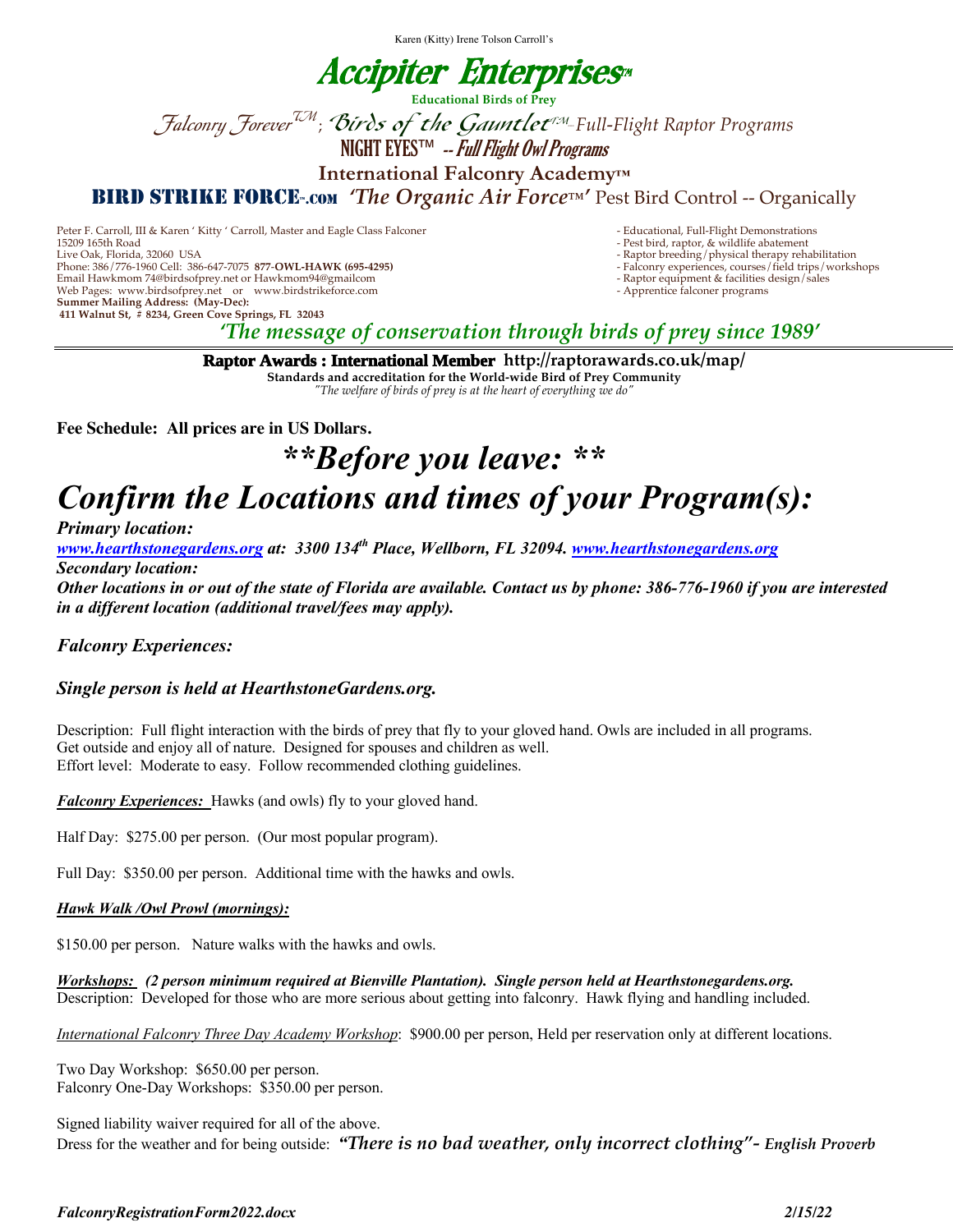Karen (Kitty) Irene Tolson Carroll's

# Accipiter Enterprises™

**Educational Birds of Prey**

*Falcony Forever™; Birds of the Gauntlet™–Full-Flight Raptor Programs*

NIGHT EYES™ *-- Full Flight Owl Programs*

**International Falconry Academy™**

**BIRD STRIKE FORCE™.com** ***'The Organic Air Force™'*** Pest Bird Control -- Organically

Peter F. Carroll, III & Karen ' Kitty ' Carroll, Master and Eagle Class Falconer
15209 165th Road
Live Oak, Florida, 32060 USA
Phone: 386/776-1960 Cell: 386-647-7075 **877-OWL-HAWK (695-4295)**
Email Hawkmom 74@birdsofprey.net or Hawkmom94@gmailcom
Web Pages: www.birdsofprey.net or www.birdstrikeforce.com
**Summer Mailing Address: (May-Dec):**
**411 Walnut St, # 8234, Green Cove Springs, FL 32043**

- Educational, Full-Flight Demonstrations
- Pest bird, raptor, & wildlife abatement
- Raptor breeding/physical therapy rehabilitation
- Falconry experiences, courses/field trips/workshops
- Raptor equipment & facilities design/sales
- Apprentice falconer programs

***'The message of conservation through birds of prey since 1989'***

**Raptor Awards : International Member http://raptorawards.co.uk/map/**
**Standards and accreditation for the World-wide Bird of Prey Community**
*"The welfare of birds of prey is at the heart of everything we do"*

**Fee Schedule: All prices are in US Dollars.**

# ***\*\*Before you leave: \*\****

# ***Confirm the Locations and times of your Program(s):***

***Primary location:***

***www.hearthstonegardens.org at: 3300 134th Place, Wellborn, FL 32094. www.hearthstonegardens.org***

***Secondary location:***

***Other locations in or out of the state of Florida are available. Contact us by phone: 386-776-1960 if you are interested in a different location (additional travel/fees may apply).***

## *Falconry Experiences:*

### *Single person is held at HearthstoneGardens.org.*

Description: Full flight interaction with the birds of prey that fly to your gloved hand. Owls are included in all programs.
Get outside and enjoy all of nature. Designed for spouses and children as well.
Effort level: Moderate to easy. Follow recommended clothing guidelines.

***Falconry Experiences:*** Hawks (and owls) fly to your gloved hand.

Half Day: $275.00 per person. (Our most popular program).

Full Day: $350.00 per person. Additional time with the hawks and owls.

***Hawk Walk /Owl Prowl (mornings):***

$150.00 per person. Nature walks with the hawks and owls.

***Workshops: (2 person minimum required at Bienville Plantation). Single person held at Hearthstonegardens.org.***
Description: Developed for those who are more serious about getting into falconry. Hawk flying and handling included.

*International Falconry Three Day Academy Workshop*: $900.00 per person, Held per reservation only at different locations.

Two Day Workshop: $650.00 per person.
Falconry One-Day Workshops: $350.00 per person.

Signed liability waiver required for all of the above.
Dress for the weather and for being outside: ***"There is no bad weather, only incorrect clothing"- English Proverb***

***FalconryRegistrationForm2022.docx*** ***2/15/22***